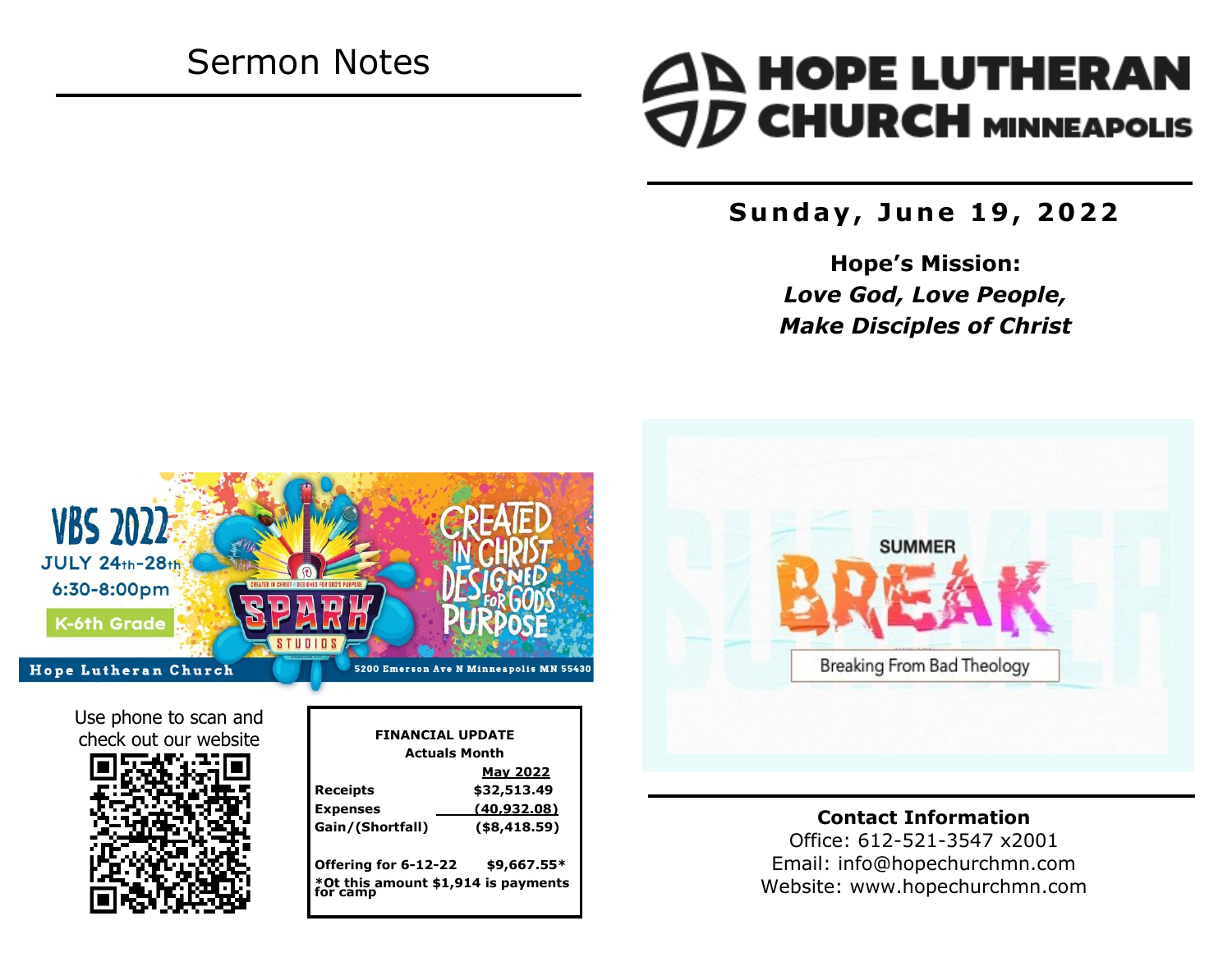# Sermon Notes

# HOPE LUTHERAN CHURCH MINNEAPOLIS

**Sunday, June 19, 2022**

**Hope's Mission:**
***Love God, Love People,***
***Make Disciples of Christ***

VBS 2022
JULY 24th-28th
6:30-8:00pm
K-6th Grade

SPARK STUDIOS
CREATED IN CHRIST DESIGNED FOR GOD'S PURPOSE

Hope Lutheran Church — 5200 Emerson Ave N Minneapolis MN 55430

SUMMER BREAK
Breaking From Bad Theology

Use phone to scan and check out our website

**FINANCIAL UPDATE**
**Actuals Month**

| | May 2022 |
|---|---|
| **Receipts** | **$32,513.49** |
| **Expenses** | **(40,932.08)** |
| **Gain/(Shortfall)** | **($8,418.59)** |

**Offering for 6-12-22 $9,667.55***
***Ot this amount $1,914 is payments for camp**

**Contact Information**
Office: 612-521-3547 x2001
Email: info@hopechurchmn.com
Website: www.hopechurchmn.com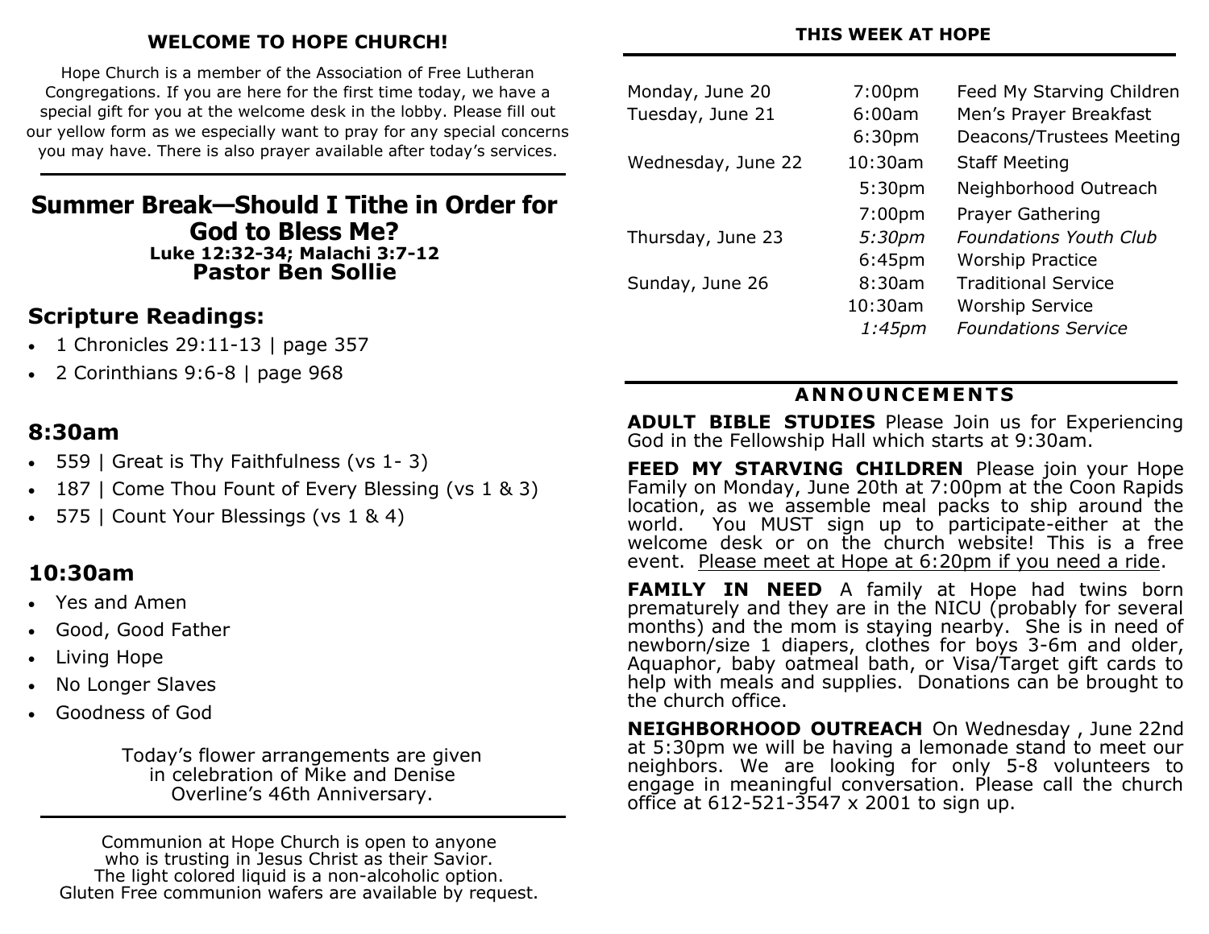## WELCOME TO HOPE CHURCH!

Hope Church is a member of the Association of Free Lutheran Congregations. If you are here for the first time today, we have a special gift for you at the welcome desk in the lobby. Please fill out our yellow form as we especially want to pray for any special concerns you may have. There is also prayer available after today's services.

# Summer Break—Should I Tithe in Order for God to Bless Me?

**Luke 12:32-34; Malachi 3:7-12**

**Pastor Ben Sollie**

## Scripture Readings:

- 1 Chronicles 29:11-13 | page 357
- 2 Corinthians 9:6-8 | page 968

## 8:30am

- 559 | Great is Thy Faithfulness (vs 1- 3)
- 187 | Come Thou Fount of Every Blessing (vs 1 & 3)
- 575 | Count Your Blessings (vs 1 & 4)

## 10:30am

- Yes and Amen
- Good, Good Father
- Living Hope
- No Longer Slaves
- Goodness of God

Today's flower arrangements are given in celebration of Mike and Denise Overline's 46th Anniversary.

Communion at Hope Church is open to anyone who is trusting in Jesus Christ as their Savior. The light colored liquid is a non-alcoholic option. Gluten Free communion wafers are available by request.

## THIS WEEK AT HOPE

| | | |
|---|---|---|
| Monday, June 20 | 7:00pm | Feed My Starving Children |
| Tuesday, June 21 | 6:00am | Men's Prayer Breakfast |
| | 6:30pm | Deacons/Trustees Meeting |
| Wednesday, June 22 | 10:30am | Staff Meeting |
| | 5:30pm | Neighborhood Outreach |
| | 7:00pm | Prayer Gathering |
| Thursday, June 23 | *5:30pm* | *Foundations Youth Club* |
| | 6:45pm | Worship Practice |
| Sunday, June 26 | 8:30am | Traditional Service |
| | 10:30am | Worship Service |
| | *1:45pm* | *Foundations Service* |

## ANNOUNCEMENTS

**ADULT BIBLE STUDIES** Please Join us for Experiencing God in the Fellowship Hall which starts at 9:30am.

**FEED MY STARVING CHILDREN** Please join your Hope Family on Monday, June 20th at 7:00pm at the Coon Rapids location, as we assemble meal packs to ship around the world. You MUST sign up to participate-either at the welcome desk or on the church website! This is a free event. Please meet at Hope at 6:20pm if you need a ride.

**FAMILY IN NEED** A family at Hope had twins born prematurely and they are in the NICU (probably for several months) and the mom is staying nearby. She is in need of newborn/size 1 diapers, clothes for boys 3-6m and older, Aquaphor, baby oatmeal bath, or Visa/Target gift cards to help with meals and supplies. Donations can be brought to the church office.

**NEIGHBORHOOD OUTREACH** On Wednesday , June 22nd at 5:30pm we will be having a lemonade stand to meet our neighbors. We are looking for only 5-8 volunteers to engage in meaningful conversation. Please call the church office at 612-521-3547 x 2001 to sign up.